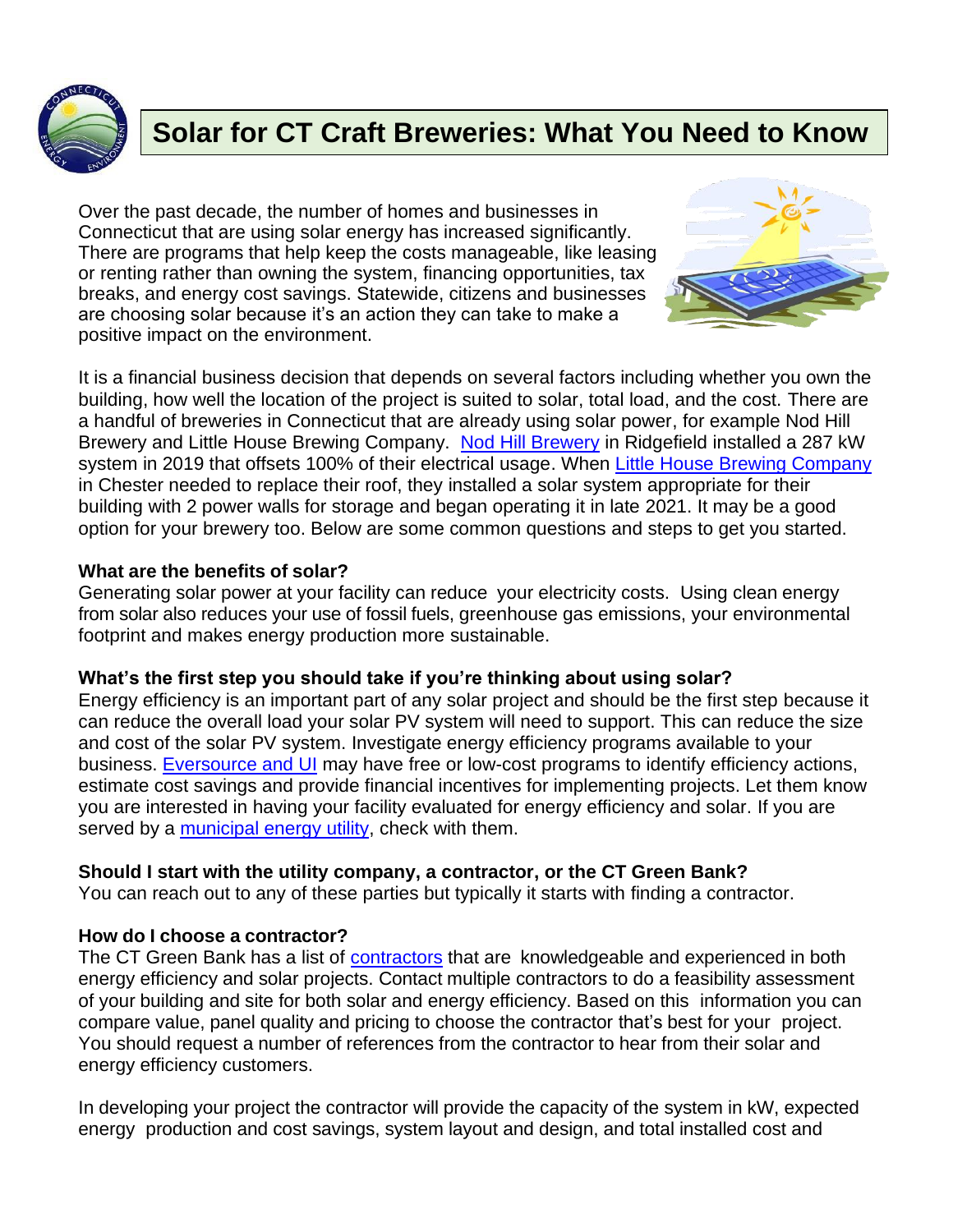# Solar for CT Craft Breweries: What You Need to Know

Over the past decade, the number of homes and businesses in Connecticut that are using solar energy has increased significantly. There are programs that help keep the costs manageable, like leasing or renting rather than owning the system, financing opportunities, tax breaks, and energy cost savings. Statewide, citizens and businesses are choosing solar because it's an action they can take to make a positive impact on the environment.

It is a financial business decision that depends on several factors including whether you own the building, how well the location of the project is suited to solar, total load, and the cost. There are a handful of breweries in Connecticut that are already using solar power, for example Nod Hill Brewery and Little House Brewing Company. Nod Hill Brewery in Ridgefield installed a 287 kW system in 2019 that offsets 100% of their electrical usage. When Little House Brewing Company in Chester needed to replace their roof, they installed a solar system appropriate for their building with 2 power walls for storage and began operating it in late 2021. It may be a good option for your brewery too. Below are some common questions and steps to get you started.

**What are the benefits of solar?**

Generating solar power at your facility can reduce your electricity costs. Using clean energy from solar also reduces your use of fossil fuels, greenhouse gas emissions, your environmental footprint and makes energy production more sustainable.

**What's the first step you should take if you're thinking about using solar?**

Energy efficiency is an important part of any solar project and should be the first step because it can reduce the overall load your solar PV system will need to support. This can reduce the size and cost of the solar PV system. Investigate energy efficiency programs available to your business. Eversource and UI may have free or low-cost programs to identify efficiency actions, estimate cost savings and provide financial incentives for implementing projects. Let them know you are interested in having your facility evaluated for energy efficiency and solar. If you are served by a municipal energy utility, check with them.

**Should I start with the utility company, a contractor, or the CT Green Bank?**

You can reach out to any of these parties but typically it starts with finding a contractor.

**How do I choose a contractor?**

The CT Green Bank has a list of contractors that are knowledgeable and experienced in both energy efficiency and solar projects. Contact multiple contractors to do a feasibility assessment of your building and site for both solar and energy efficiency. Based on this information you can compare value, panel quality and pricing to choose the contractor that's best for your project. You should request a number of references from the contractor to hear from their solar and energy efficiency customers.

In developing your project the contractor will provide the capacity of the system in kW, expected energy production and cost savings, system layout and design, and total installed cost and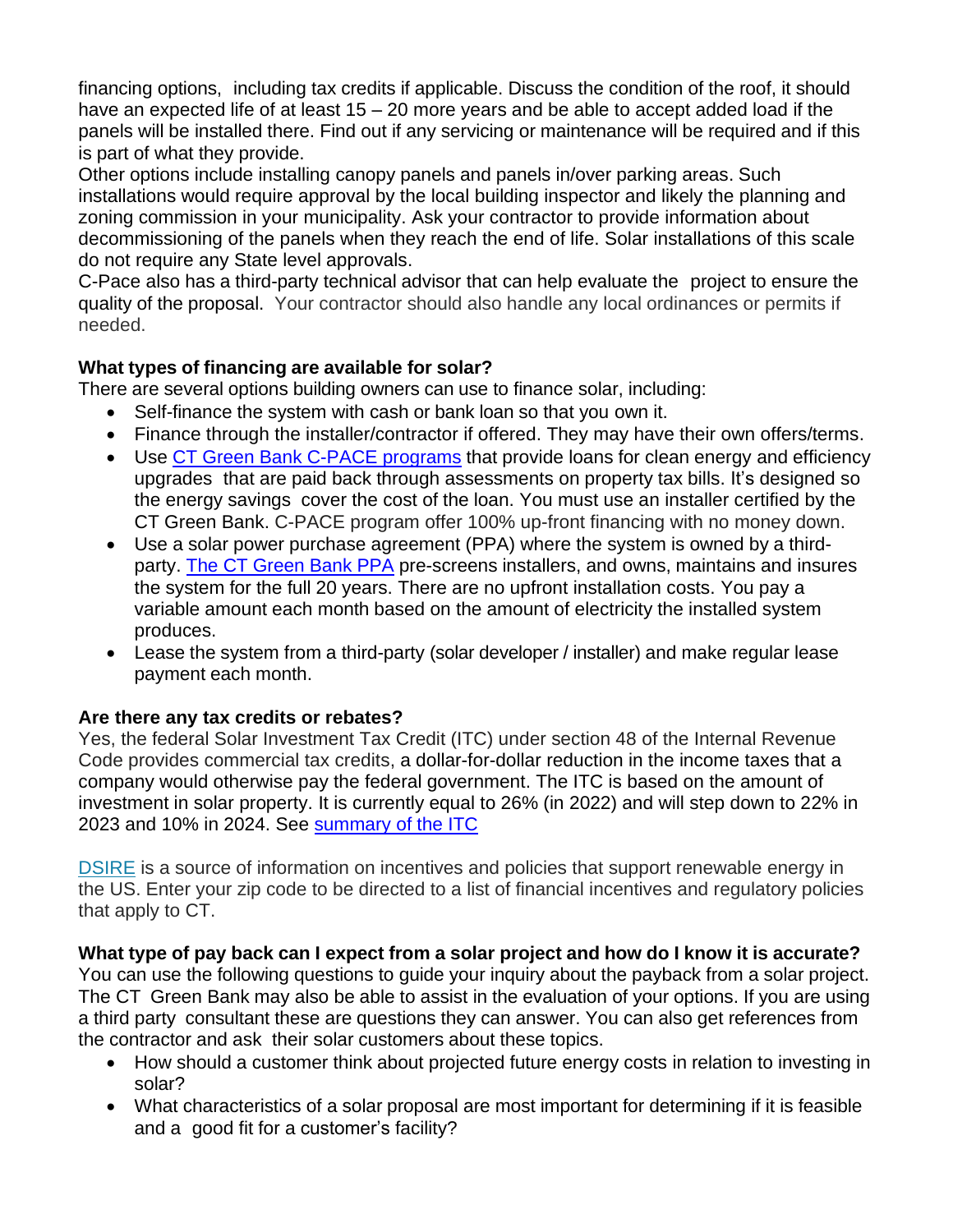financing options, including tax credits if applicable. Discuss the condition of the roof, it should have an expected life of at least 15 – 20 more years and be able to accept added load if the panels will be installed there. Find out if any servicing or maintenance will be required and if this is part of what they provide.

Other options include installing canopy panels and panels in/over parking areas. Such installations would require approval by the local building inspector and likely the planning and zoning commission in your municipality. Ask your contractor to provide information about decommissioning of the panels when they reach the end of life. Solar installations of this scale do not require any State level approvals.

C-Pace also has a third-party technical advisor that can help evaluate the project to ensure the quality of the proposal. Your contractor should also handle any local ordinances or permits if needed.

**What types of financing are available for solar?**

There are several options building owners can use to finance solar, including:

- Self-finance the system with cash or bank loan so that you own it.
- Finance through the installer/contractor if offered. They may have their own offers/terms.
- Use CT Green Bank C-PACE programs that provide loans for clean energy and efficiency upgrades that are paid back through assessments on property tax bills. It's designed so the energy savings cover the cost of the loan. You must use an installer certified by the CT Green Bank. C-PACE program offer 100% up-front financing with no money down.
- Use a solar power purchase agreement (PPA) where the system is owned by a third-party. The CT Green Bank PPA pre-screens installers, and owns, maintains and insures the system for the full 20 years. There are no upfront installation costs. You pay a variable amount each month based on the amount of electricity the installed system produces.
- Lease the system from a third-party (solar developer / installer) and make regular lease payment each month.

**Are there any tax credits or rebates?**

Yes, the federal Solar Investment Tax Credit (ITC) under section 48 of the Internal Revenue Code provides commercial tax credits, a dollar-for-dollar reduction in the income taxes that a company would otherwise pay the federal government. The ITC is based on the amount of investment in solar property. It is currently equal to 26% (in 2022) and will step down to 22% in 2023 and 10% in 2024. See summary of the ITC

DSIRE is a source of information on incentives and policies that support renewable energy in the US. Enter your zip code to be directed to a list of financial incentives and regulatory policies that apply to CT.

**What type of pay back can I expect from a solar project and how do I know it is accurate?**

You can use the following questions to guide your inquiry about the payback from a solar project. The CT Green Bank may also be able to assist in the evaluation of your options. If you are using a third party consultant these are questions they can answer. You can also get references from the contractor and ask their solar customers about these topics.

- How should a customer think about projected future energy costs in relation to investing in solar?
- What characteristics of a solar proposal are most important for determining if it is feasible and a good fit for a customer's facility?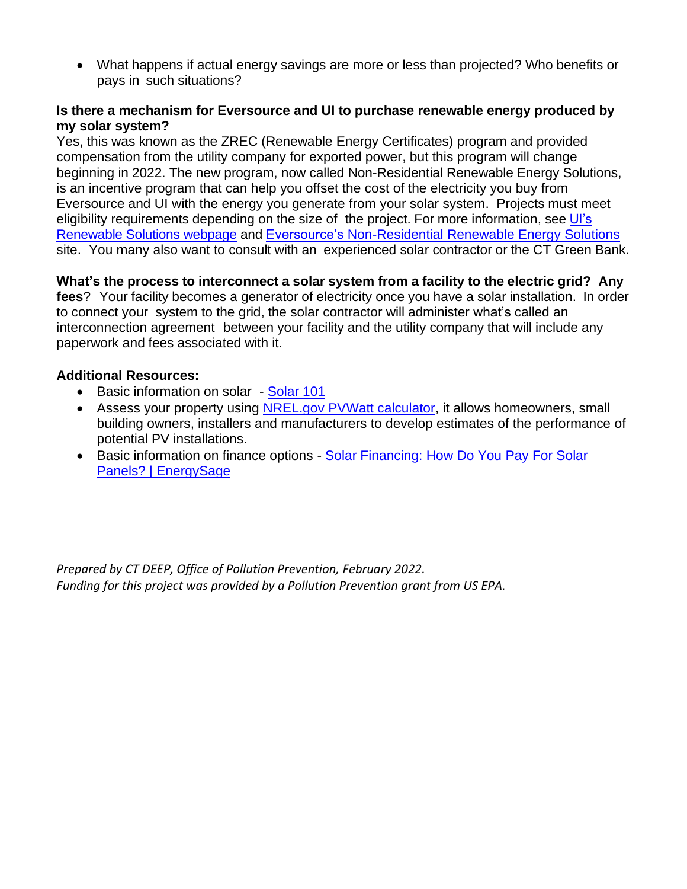- What happens if actual energy savings are more or less than projected? Who benefits or pays in such situations?

**Is there a mechanism for Eversource and UI to purchase renewable energy produced by my solar system?**
Yes, this was known as the ZREC (Renewable Energy Certificates) program and provided compensation from the utility company for exported power, but this program will change beginning in 2022. The new program, now called Non-Residential Renewable Energy Solutions, is an incentive program that can help you offset the cost of the electricity you buy from Eversource and UI with the energy you generate from your solar system. Projects must meet eligibility requirements depending on the size of the project. For more information, see [UI's Renewable Solutions webpage]() and [Eversource's Non-Residential Renewable Energy Solutions]() site. You many also want to consult with an experienced solar contractor or the CT Green Bank.

**What's the process to interconnect a solar system from a facility to the electric grid? Any fees**? Your facility becomes a generator of electricity once you have a solar installation. In order to connect your system to the grid, the solar contractor will administer what's called an interconnection agreement between your facility and the utility company that will include any paperwork and fees associated with it.

**Additional Resources:**

- Basic information on solar - [Solar 101]()
- Assess your property using [NREL.gov PVWatt calculator](), it allows homeowners, small building owners, installers and manufacturers to develop estimates of the performance of potential PV installations.
- Basic information on finance options - [Solar Financing: How Do You Pay For Solar Panels? | EnergySage]()

*Prepared by CT DEEP, Office of Pollution Prevention, February 2022.*
*Funding for this project was provided by a Pollution Prevention grant from US EPA.*